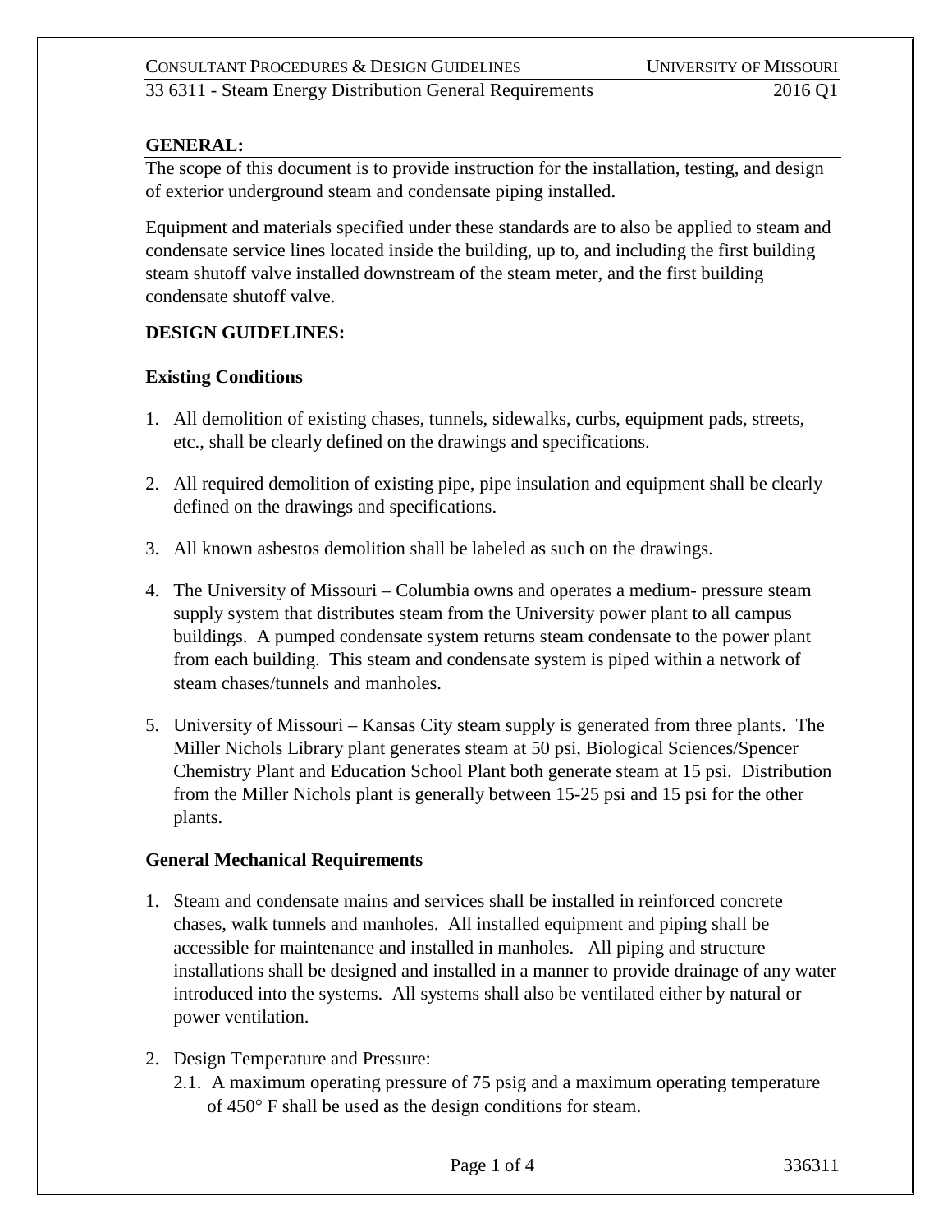**GENERAL:**

The scope of this document is to provide instruction for the installation, testing, and design of exterior underground steam and condensate piping installed.

Equipment and materials specified under these standards are to also be applied to steam and condensate service lines located inside the building, up to, and including the first building steam shutoff valve installed downstream of the steam meter, and the first building condensate shutoff valve.

**DESIGN GUIDELINES:**

**Existing Conditions**

1. All demolition of existing chases, tunnels, sidewalks, curbs, equipment pads, streets, etc., shall be clearly defined on the drawings and specifications.

2. All required demolition of existing pipe, pipe insulation and equipment shall be clearly defined on the drawings and specifications.

3. All known asbestos demolition shall be labeled as such on the drawings.

4. The University of Missouri – Columbia owns and operates a medium- pressure steam supply system that distributes steam from the University power plant to all campus buildings. A pumped condensate system returns steam condensate to the power plant from each building. This steam and condensate system is piped within a network of steam chases/tunnels and manholes.

5. University of Missouri – Kansas City steam supply is generated from three plants. The Miller Nichols Library plant generates steam at 50 psi, Biological Sciences/Spencer Chemistry Plant and Education School Plant both generate steam at 15 psi. Distribution from the Miller Nichols plant is generally between 15-25 psi and 15 psi for the other plants.

**General Mechanical Requirements**

1. Steam and condensate mains and services shall be installed in reinforced concrete chases, walk tunnels and manholes. All installed equipment and piping shall be accessible for maintenance and installed in manholes. All piping and structure installations shall be designed and installed in a manner to provide drainage of any water introduced into the systems. All systems shall also be ventilated either by natural or power ventilation.

2. Design Temperature and Pressure:
   2.1. A maximum operating pressure of 75 psig and a maximum operating temperature of 450° F shall be used as the design conditions for steam.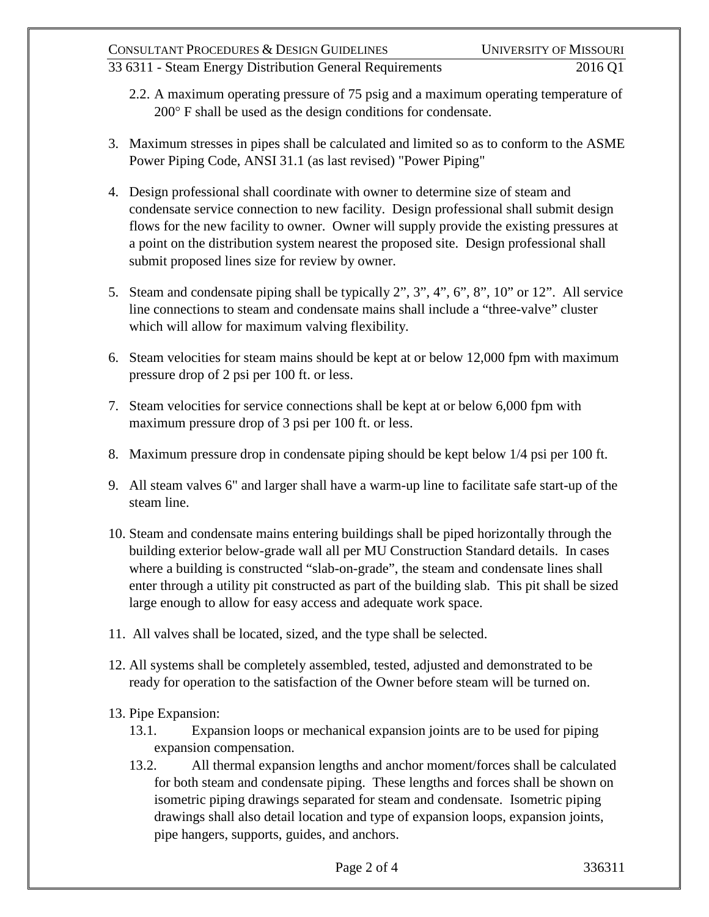2.2. A maximum operating pressure of 75 psig and a maximum operating temperature of 200° F shall be used as the design conditions for condensate.

3. Maximum stresses in pipes shall be calculated and limited so as to conform to the ASME Power Piping Code, ANSI 31.1 (as last revised) "Power Piping"

4. Design professional shall coordinate with owner to determine size of steam and condensate service connection to new facility. Design professional shall submit design flows for the new facility to owner. Owner will supply provide the existing pressures at a point on the distribution system nearest the proposed site. Design professional shall submit proposed lines size for review by owner.

5. Steam and condensate piping shall be typically 2", 3", 4", 6", 8", 10" or 12". All service line connections to steam and condensate mains shall include a "three-valve" cluster which will allow for maximum valving flexibility.

6. Steam velocities for steam mains should be kept at or below 12,000 fpm with maximum pressure drop of 2 psi per 100 ft. or less.

7. Steam velocities for service connections shall be kept at or below 6,000 fpm with maximum pressure drop of 3 psi per 100 ft. or less.

8. Maximum pressure drop in condensate piping should be kept below 1/4 psi per 100 ft.

9. All steam valves 6" and larger shall have a warm-up line to facilitate safe start-up of the steam line.

10. Steam and condensate mains entering buildings shall be piped horizontally through the building exterior below-grade wall all per MU Construction Standard details. In cases where a building is constructed "slab-on-grade", the steam and condensate lines shall enter through a utility pit constructed as part of the building slab. This pit shall be sized large enough to allow for easy access and adequate work space.

11. All valves shall be located, sized, and the type shall be selected.

12. All systems shall be completely assembled, tested, adjusted and demonstrated to be ready for operation to the satisfaction of the Owner before steam will be turned on.

13. Pipe Expansion:
    13.1. Expansion loops or mechanical expansion joints are to be used for piping expansion compensation.
    13.2. All thermal expansion lengths and anchor moment/forces shall be calculated for both steam and condensate piping. These lengths and forces shall be shown on isometric piping drawings separated for steam and condensate. Isometric piping drawings shall also detail location and type of expansion loops, expansion joints, pipe hangers, supports, guides, and anchors.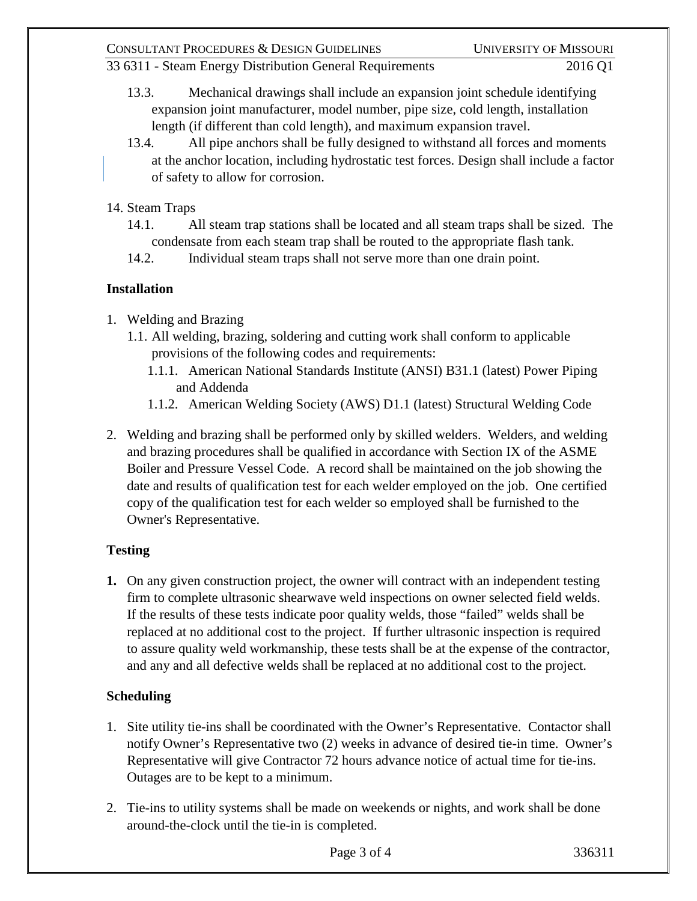13.3. Mechanical drawings shall include an expansion joint schedule identifying expansion joint manufacturer, model number, pipe size, cold length, installation length (if different than cold length), and maximum expansion travel.

13.4. All pipe anchors shall be fully designed to withstand all forces and moments at the anchor location, including hydrostatic test forces. Design shall include a factor of safety to allow for corrosion.

14. Steam Traps

14.1. All steam trap stations shall be located and all steam traps shall be sized. The condensate from each steam trap shall be routed to the appropriate flash tank.

14.2. Individual steam traps shall not serve more than one drain point.

**Installation**

1. Welding and Brazing
   - 1.1. All welding, brazing, soldering and cutting work shall conform to applicable provisions of the following codes and requirements:
     - 1.1.1. American National Standards Institute (ANSI) B31.1 (latest) Power Piping and Addenda
     - 1.1.2. American Welding Society (AWS) D1.1 (latest) Structural Welding Code

2. Welding and brazing shall be performed only by skilled welders. Welders, and welding and brazing procedures shall be qualified in accordance with Section IX of the ASME Boiler and Pressure Vessel Code. A record shall be maintained on the job showing the date and results of qualification test for each welder employed on the job. One certified copy of the qualification test for each welder so employed shall be furnished to the Owner's Representative.

**Testing**

**1.** On any given construction project, the owner will contract with an independent testing firm to complete ultrasonic shearwave weld inspections on owner selected field welds. If the results of these tests indicate poor quality welds, those "failed" welds shall be replaced at no additional cost to the project. If further ultrasonic inspection is required to assure quality weld workmanship, these tests shall be at the expense of the contractor, and any and all defective welds shall be replaced at no additional cost to the project.

**Scheduling**

1. Site utility tie-ins shall be coordinated with the Owner's Representative. Contactor shall notify Owner's Representative two (2) weeks in advance of desired tie-in time. Owner's Representative will give Contractor 72 hours advance notice of actual time for tie-ins. Outages are to be kept to a minimum.

2. Tie-ins to utility systems shall be made on weekends or nights, and work shall be done around-the-clock until the tie-in is completed.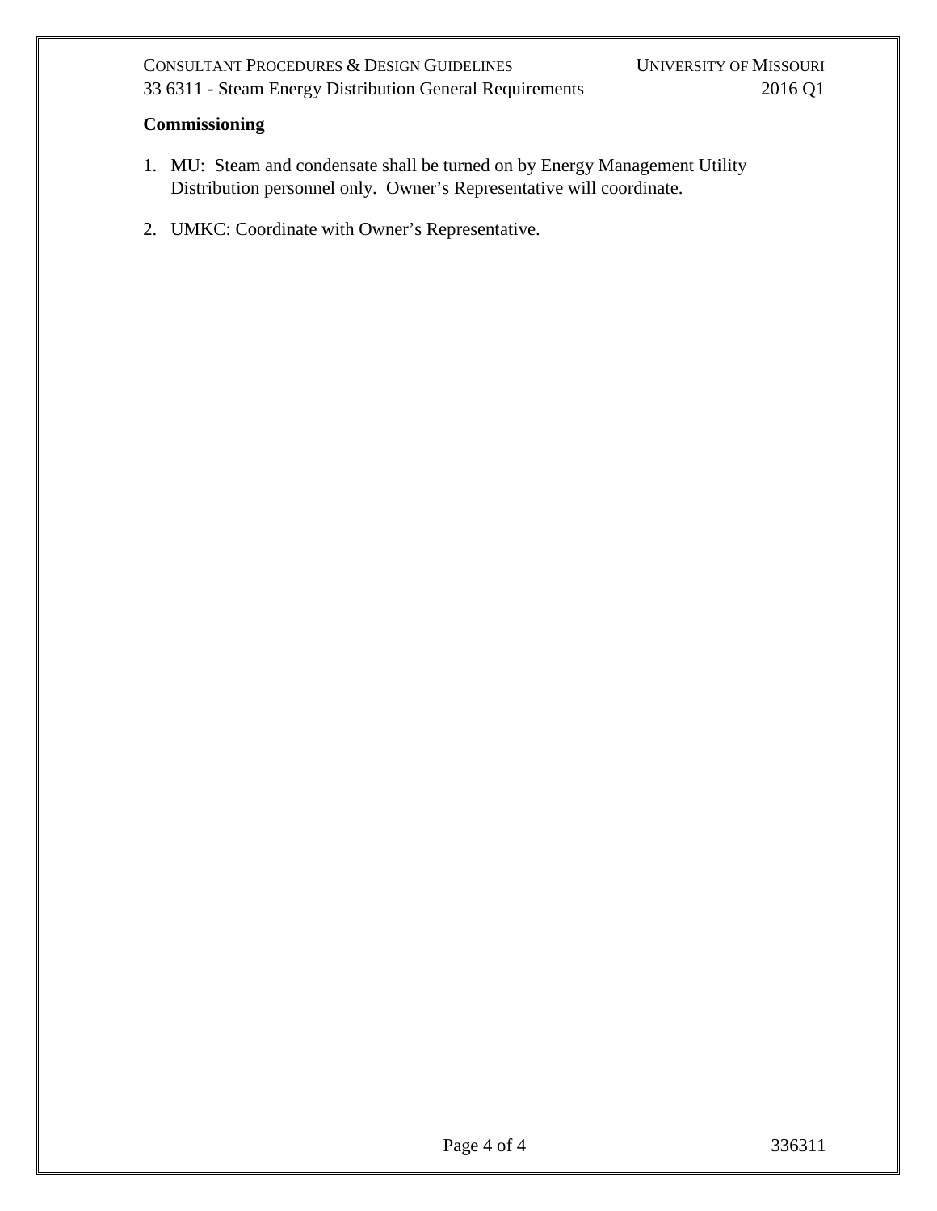**Commissioning**

1. MU: Steam and condensate shall be turned on by Energy Management Utility Distribution personnel only. Owner's Representative will coordinate.

2. UMKC: Coordinate with Owner's Representative.